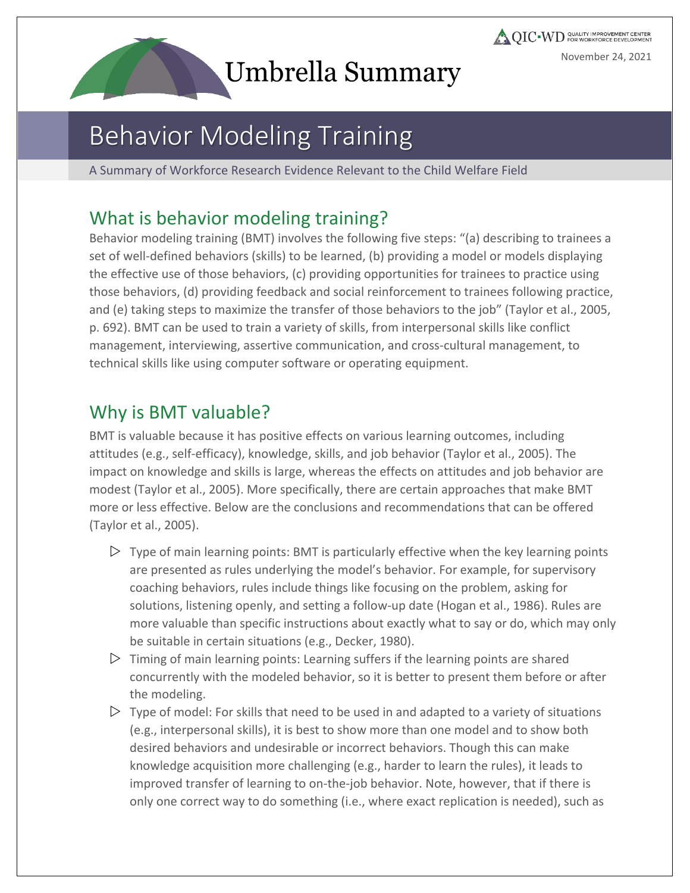Umbrella Summary

November 24, 2021

# Behavior Modeling Training

A Summary of Workforce Research Evidence Relevant to the Child Welfare Field

## What is behavior modeling training?

Behavior modeling training (BMT) involves the following five steps: "(a) describing to trainees a set of well-defined behaviors (skills) to be learned, (b) providing a model or models displaying the effective use of those behaviors, (c) providing opportunities for trainees to practice using those behaviors, (d) providing feedback and social reinforcement to trainees following practice, and (e) taking steps to maximize the transfer of those behaviors to the job" (Taylor et al., 2005, p. 692). BMT can be used to train a variety of skills, from interpersonal skills like conflict management, interviewing, assertive communication, and cross-cultural management, to technical skills like using computer software or operating equipment.

## Why is BMT valuable?

BMT is valuable because it has positive effects on various learning outcomes, including attitudes (e.g., self-efficacy), knowledge, skills, and job behavior (Taylor et al., 2005). The impact on knowledge and skills is large, whereas the effects on attitudes and job behavior are modest (Taylor et al., 2005). More specifically, there are certain approaches that make BMT more or less effective. Below are the conclusions and recommendations that can be offered (Taylor et al., 2005).

- Type of main learning points: BMT is particularly effective when the key learning points are presented as rules underlying the model's behavior. For example, for supervisory coaching behaviors, rules include things like focusing on the problem, asking for solutions, listening openly, and setting a follow-up date (Hogan et al., 1986). Rules are more valuable than specific instructions about exactly what to say or do, which may only be suitable in certain situations (e.g., Decker, 1980).
- Timing of main learning points: Learning suffers if the learning points are shared concurrently with the modeled behavior, so it is better to present them before or after the modeling.
- Type of model: For skills that need to be used in and adapted to a variety of situations (e.g., interpersonal skills), it is best to show more than one model and to show both desired behaviors and undesirable or incorrect behaviors. Though this can make knowledge acquisition more challenging (e.g., harder to learn the rules), it leads to improved transfer of learning to on-the-job behavior. Note, however, that if there is only one correct way to do something (i.e., where exact replication is needed), such as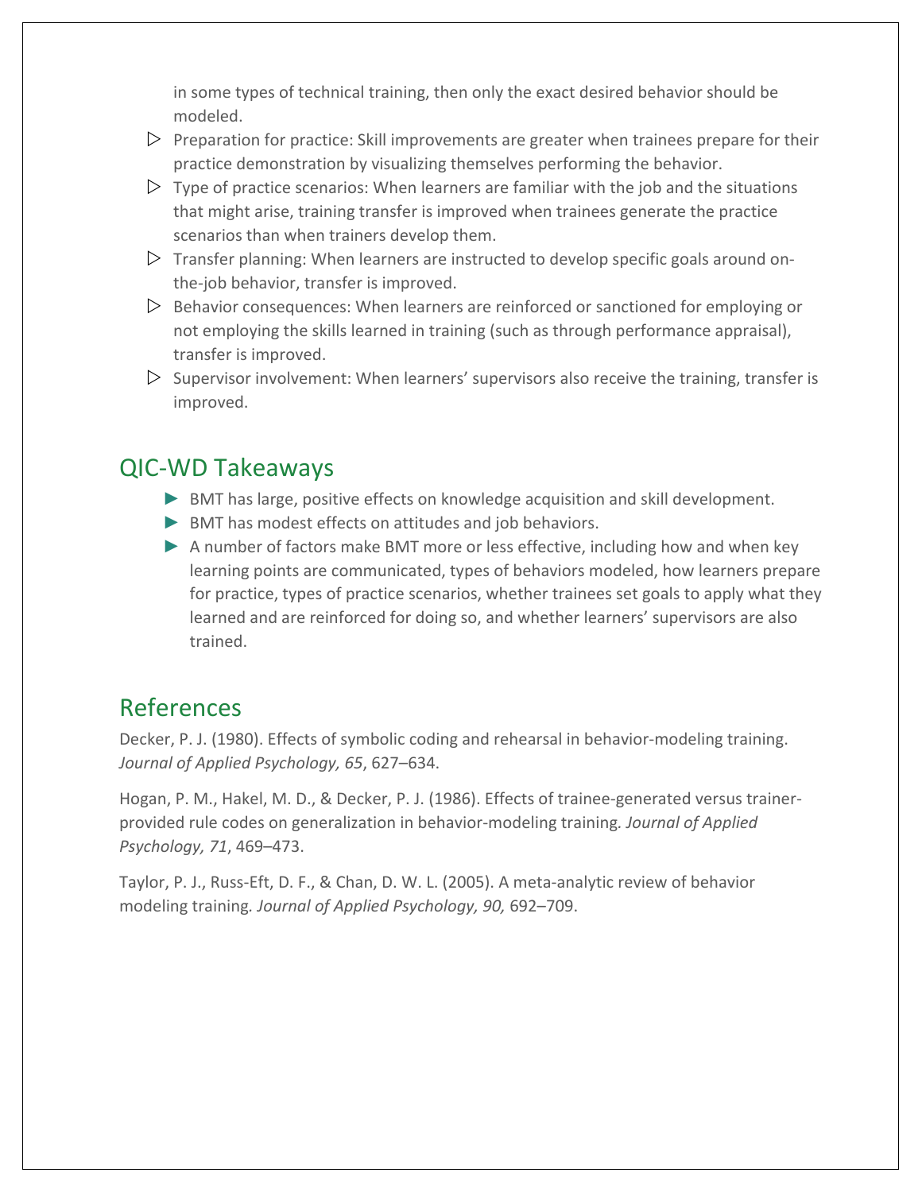in some types of technical training, then only the exact desired behavior should be modeled.

- Preparation for practice: Skill improvements are greater when trainees prepare for their practice demonstration by visualizing themselves performing the behavior.
- Type of practice scenarios: When learners are familiar with the job and the situations that might arise, training transfer is improved when trainees generate the practice scenarios than when trainers develop them.
- Transfer planning: When learners are instructed to develop specific goals around on-the-job behavior, transfer is improved.
- Behavior consequences: When learners are reinforced or sanctioned for employing or not employing the skills learned in training (such as through performance appraisal), transfer is improved.
- Supervisor involvement: When learners' supervisors also receive the training, transfer is improved.

## QIC-WD Takeaways

- BMT has large, positive effects on knowledge acquisition and skill development.
- BMT has modest effects on attitudes and job behaviors.
- A number of factors make BMT more or less effective, including how and when key learning points are communicated, types of behaviors modeled, how learners prepare for practice, types of practice scenarios, whether trainees set goals to apply what they learned and are reinforced for doing so, and whether learners' supervisors are also trained.

## References

Decker, P. J. (1980). Effects of symbolic coding and rehearsal in behavior-modeling training. *Journal of Applied Psychology, 65*, 627–634.

Hogan, P. M., Hakel, M. D., & Decker, P. J. (1986). Effects of trainee-generated versus trainer-provided rule codes on generalization in behavior-modeling training. *Journal of Applied Psychology, 71*, 469–473.

Taylor, P. J., Russ-Eft, D. F., & Chan, D. W. L. (2005). A meta-analytic review of behavior modeling training. *Journal of Applied Psychology, 90,* 692–709.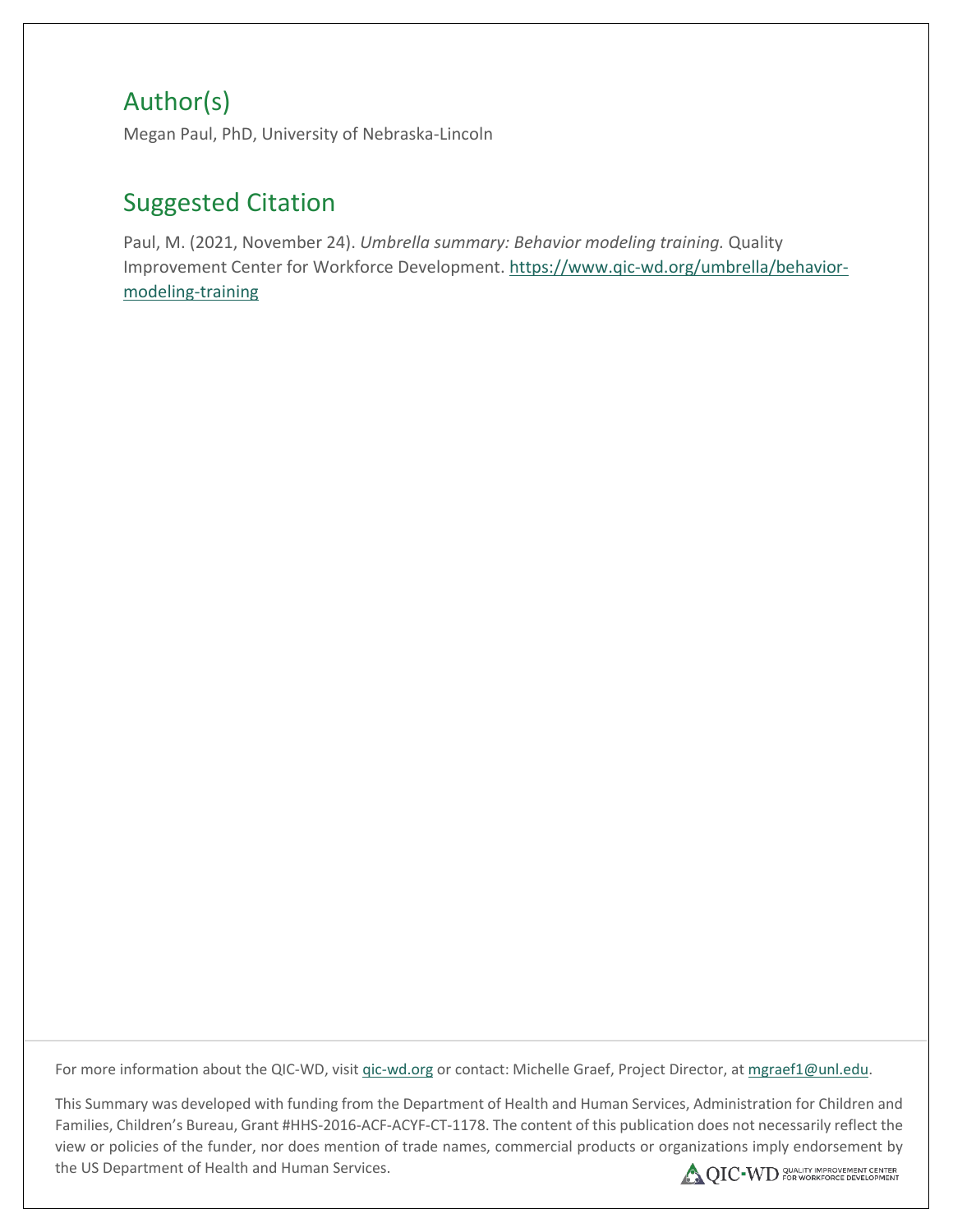## Author(s)

Megan Paul, PhD, University of Nebraska-Lincoln

## Suggested Citation

Paul, M. (2021, November 24). *Umbrella summary: Behavior modeling training*. Quality Improvement Center for Workforce Development. https://www.qic-wd.org/umbrella/behavior-modeling-training

For more information about the QIC-WD, visit qic-wd.org or contact: Michelle Graef, Project Director, at mgraef1@unl.edu.

This Summary was developed with funding from the Department of Health and Human Services, Administration for Children and Families, Children's Bureau, Grant #HHS-2016-ACF-ACYF-CT-1178. The content of this publication does not necessarily reflect the view or policies of the funder, nor does mention of trade names, commercial products or organizations imply endorsement by the US Department of Health and Human Services.

QIC-WD QUALITY IMPROVEMENT CENTER FOR WORKFORCE DEVELOPMENT